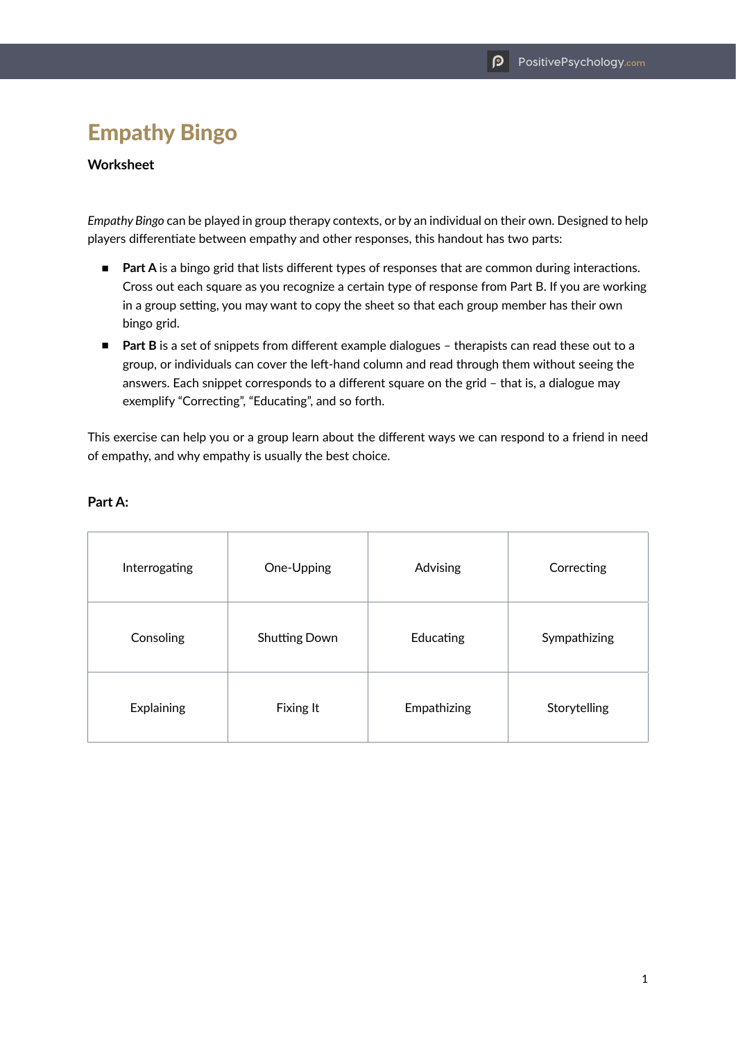# Empathy Bingo

**Worksheet**

*Empathy Bingo* can be played in group therapy contexts, or by an individual on their own. Designed to help players differentiate between empathy and other responses, this handout has two parts:

- **Part A** is a bingo grid that lists different types of responses that are common during interactions. Cross out each square as you recognize a certain type of response from Part B. If you are working in a group setting, you may want to copy the sheet so that each group member has their own bingo grid.
- **Part B** is a set of snippets from different example dialogues – therapists can read these out to a group, or individuals can cover the left-hand column and read through them without seeing the answers. Each snippet corresponds to a different square on the grid – that is, a dialogue may exemplify "Correcting", "Educating", and so forth.

This exercise can help you or a group learn about the different ways we can respond to a friend in need of empathy, and why empathy is usually the best choice.

**Part A:**

| | | | |
|---|---|---|---|
| Interrogating | One-Upping | Advising | Correcting |
| Consoling | Shutting Down | Educating | Sympathizing |
| Explaining | Fixing It | Empathizing | Storytelling |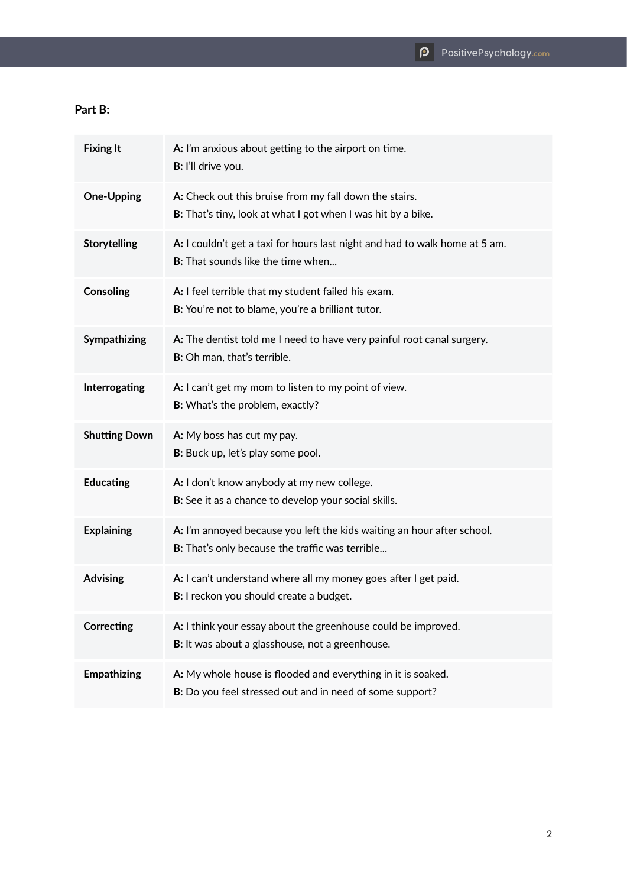Part B:

| | |
|---|---|
| **Fixing It** | **A:** I'm anxious about getting to the airport on time.<br>**B:** I'll drive you. |
| **One-Upping** | **A:** Check out this bruise from my fall down the stairs.<br>**B:** That's tiny, look at what I got when I was hit by a bike. |
| **Storytelling** | **A:** I couldn't get a taxi for hours last night and had to walk home at 5 am.<br>**B:** That sounds like the time when... |
| **Consoling** | **A:** I feel terrible that my student failed his exam.<br>**B:** You're not to blame, you're a brilliant tutor. |
| **Sympathizing** | **A:** The dentist told me I need to have very painful root canal surgery.<br>**B:** Oh man, that's terrible. |
| **Interrogating** | **A:** I can't get my mom to listen to my point of view.<br>**B:** What's the problem, exactly? |
| **Shutting Down** | **A:** My boss has cut my pay.<br>**B:** Buck up, let's play some pool. |
| **Educating** | **A:** I don't know anybody at my new college.<br>**B:** See it as a chance to develop your social skills. |
| **Explaining** | **A:** I'm annoyed because you left the kids waiting an hour after school.<br>**B:** That's only because the traffic was terrible... |
| **Advising** | **A:** I can't understand where all my money goes after I get paid.<br>**B:** I reckon you should create a budget. |
| **Correcting** | **A:** I think your essay about the greenhouse could be improved.<br>**B:** It was about a glasshouse, not a greenhouse. |
| **Empathizing** | **A:** My whole house is flooded and everything in it is soaked.<br>**B:** Do you feel stressed out and in need of some support? |